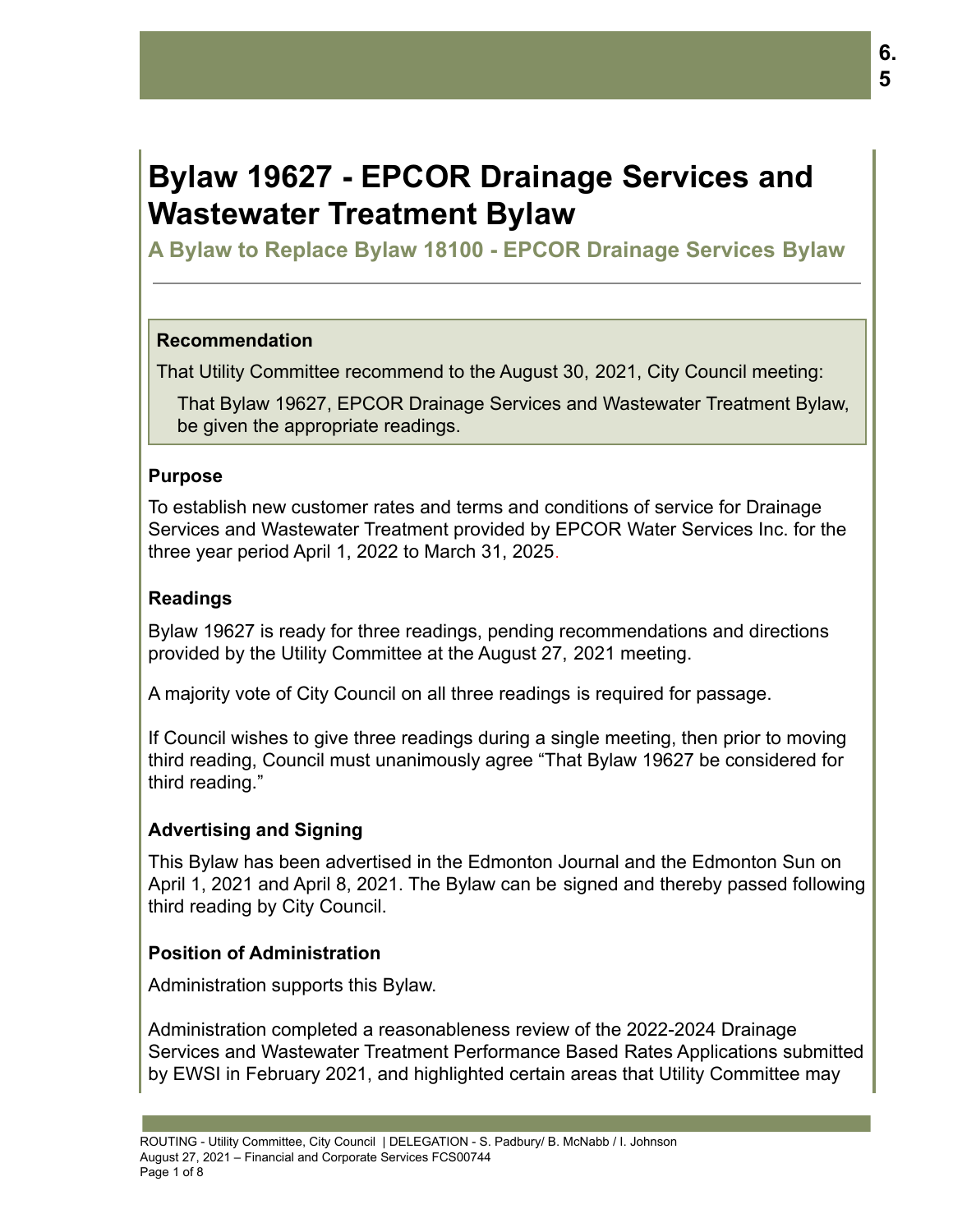6.5

# Bylaw 19627 - EPCOR Drainage Services and Wastewater Treatment Bylaw

## A Bylaw to Replace Bylaw 18100 - EPCOR Drainage Services Bylaw

### Recommendation

That Utility Committee recommend to the August 30, 2021, City Council meeting:

That Bylaw 19627, EPCOR Drainage Services and Wastewater Treatment Bylaw, be given the appropriate readings.

### Purpose

To establish new customer rates and terms and conditions of service for Drainage Services and Wastewater Treatment provided by EPCOR Water Services Inc. for the three year period April 1, 2022 to March 31, 2025.

### Readings

Bylaw 19627 is ready for three readings, pending recommendations and directions provided by the Utility Committee at the August 27, 2021 meeting.

A majority vote of City Council on all three readings is required for passage.

If Council wishes to give three readings during a single meeting, then prior to moving third reading, Council must unanimously agree "That Bylaw 19627 be considered for third reading."

### Advertising and Signing

This Bylaw has been advertised in the Edmonton Journal and the Edmonton Sun on April 1, 2021 and April 8, 2021. The Bylaw can be signed and thereby passed following third reading by City Council.

### Position of Administration

Administration supports this Bylaw.

Administration completed a reasonableness review of the 2022-2024 Drainage Services and Wastewater Treatment Performance Based Rates Applications submitted by EWSI in February 2021, and highlighted certain areas that Utility Committee may

ROUTING - Utility Committee, City Council | DELEGATION - S. Padbury/ B. McNabb / I. Johnson
August 27, 2021 – Financial and Corporate Services FCS00744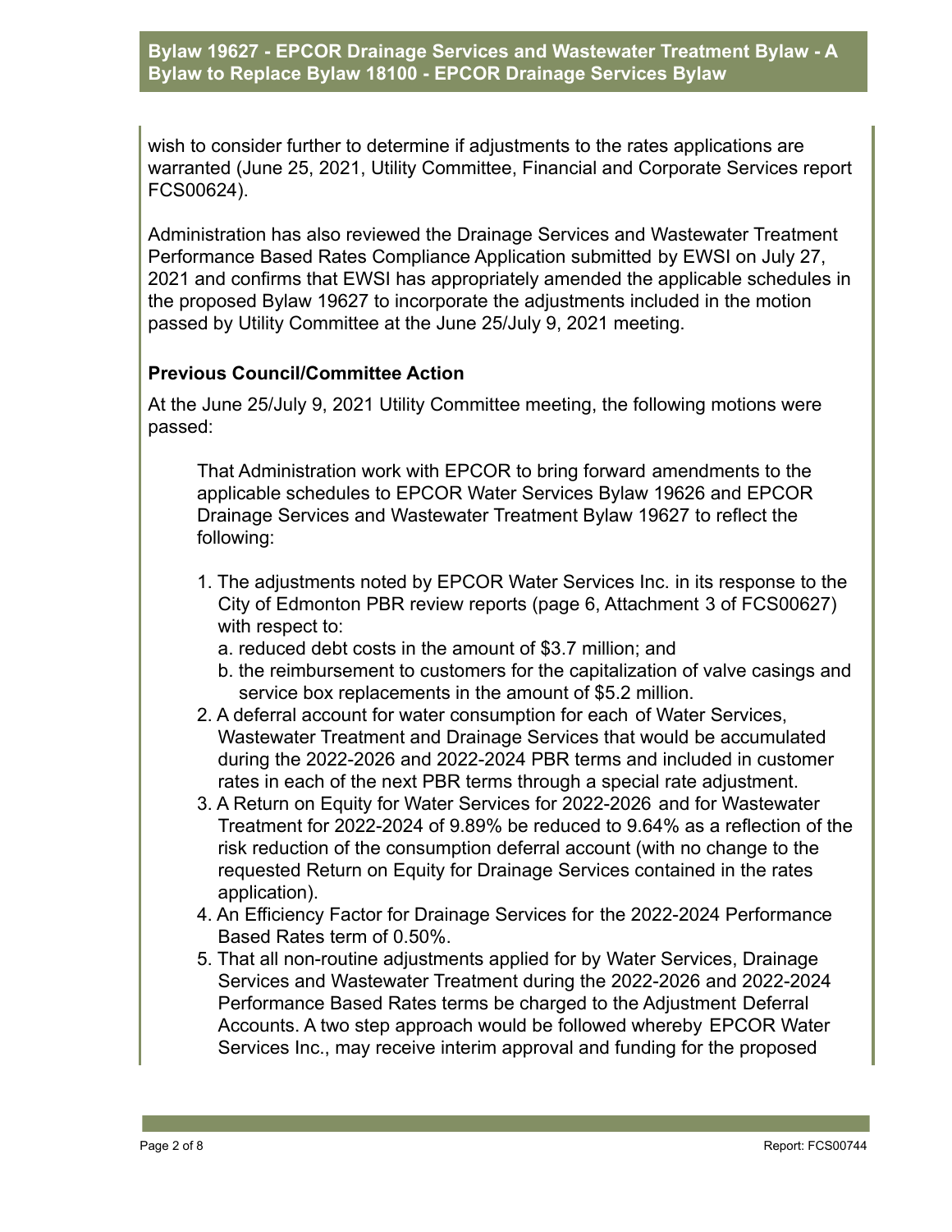wish to consider further to determine if adjustments to the rates applications are warranted (June 25, 2021, Utility Committee, Financial and Corporate Services report FCS00624).

Administration has also reviewed the Drainage Services and Wastewater Treatment Performance Based Rates Compliance Application submitted by EWSI on July 27, 2021 and confirms that EWSI has appropriately amended the applicable schedules in the proposed Bylaw 19627 to incorporate the adjustments included in the motion passed by Utility Committee at the June 25/July 9, 2021 meeting.

**Previous Council/Committee Action**

At the June 25/July 9, 2021 Utility Committee meeting, the following motions were passed:

> That Administration work with EPCOR to bring forward amendments to the applicable schedules to EPCOR Water Services Bylaw 19626 and EPCOR Drainage Services and Wastewater Treatment Bylaw 19627 to reflect the following:
>
> 1. The adjustments noted by EPCOR Water Services Inc. in its response to the City of Edmonton PBR review reports (page 6, Attachment 3 of FCS00627) with respect to:
>    a. reduced debt costs in the amount of $3.7 million; and
>    b. the reimbursement to customers for the capitalization of valve casings and service box replacements in the amount of $5.2 million.
> 2. A deferral account for water consumption for each of Water Services, Wastewater Treatment and Drainage Services that would be accumulated during the 2022-2026 and 2022-2024 PBR terms and included in customer rates in each of the next PBR terms through a special rate adjustment.
> 3. A Return on Equity for Water Services for 2022-2026 and for Wastewater Treatment for 2022-2024 of 9.89% be reduced to 9.64% as a reflection of the risk reduction of the consumption deferral account (with no change to the requested Return on Equity for Drainage Services contained in the rates application).
> 4. An Efficiency Factor for Drainage Services for the 2022-2024 Performance Based Rates term of 0.50%.
> 5. That all non-routine adjustments applied for by Water Services, Drainage Services and Wastewater Treatment during the 2022-2026 and 2022-2024 Performance Based Rates terms be charged to the Adjustment Deferral Accounts. A two step approach would be followed whereby EPCOR Water Services Inc., may receive interim approval and funding for the proposed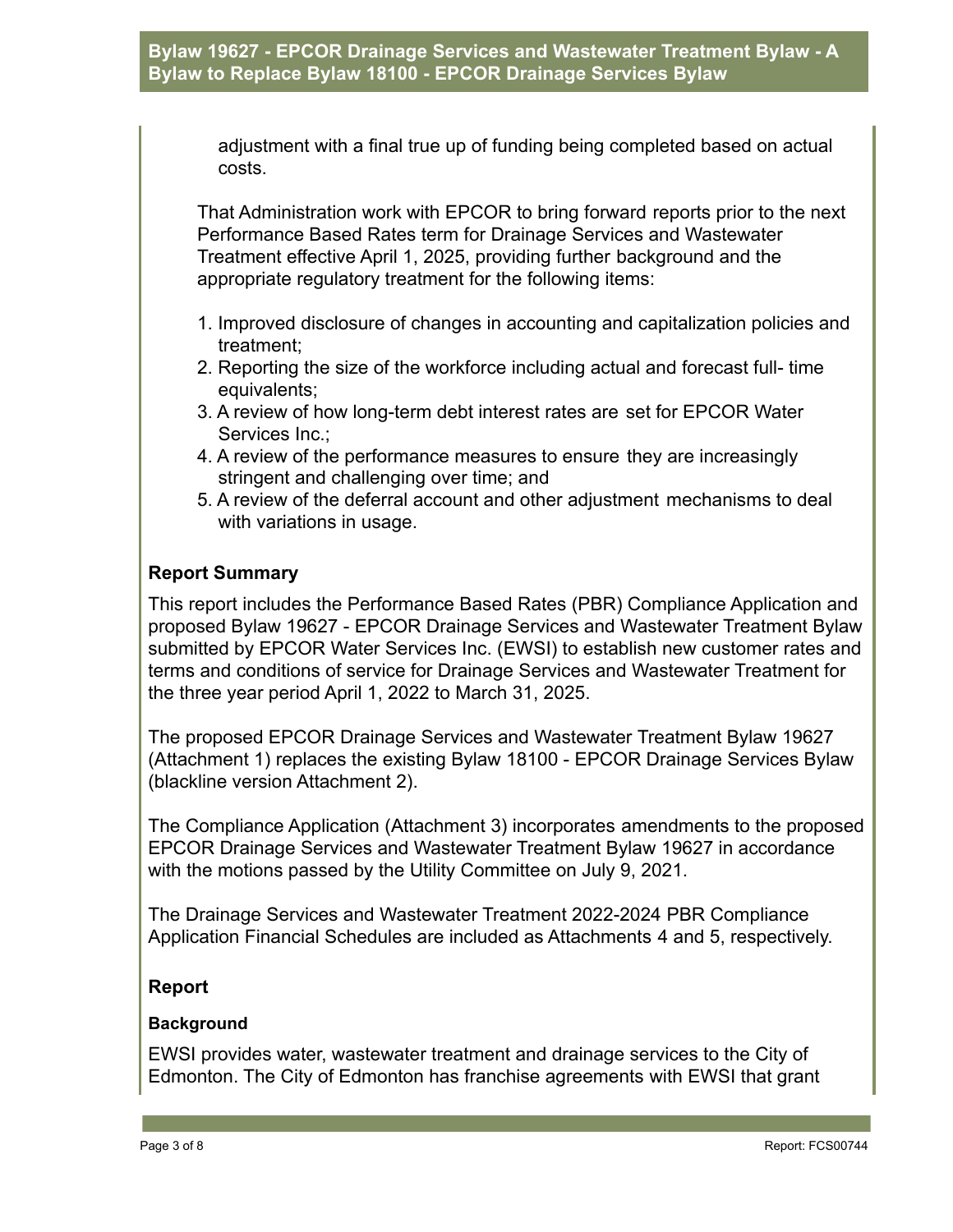adjustment with a final true up of funding being completed based on actual costs.

That Administration work with EPCOR to bring forward reports prior to the next Performance Based Rates term for Drainage Services and Wastewater Treatment effective April 1, 2025, providing further background and the appropriate regulatory treatment for the following items:

1. Improved disclosure of changes in accounting and capitalization policies and treatment;
2. Reporting the size of the workforce including actual and forecast full- time equivalents;
3. A review of how long-term debt interest rates are set for EPCOR Water Services Inc.;
4. A review of the performance measures to ensure they are increasingly stringent and challenging over time; and
5. A review of the deferral account and other adjustment mechanisms to deal with variations in usage.

## Report Summary

This report includes the Performance Based Rates (PBR) Compliance Application and proposed Bylaw 19627 - EPCOR Drainage Services and Wastewater Treatment Bylaw submitted by EPCOR Water Services Inc. (EWSI) to establish new customer rates and terms and conditions of service for Drainage Services and Wastewater Treatment for the three year period April 1, 2022 to March 31, 2025.

The proposed EPCOR Drainage Services and Wastewater Treatment Bylaw 19627 (Attachment 1) replaces the existing Bylaw 18100 - EPCOR Drainage Services Bylaw (blackline version Attachment 2).

The Compliance Application (Attachment 3) incorporates amendments to the proposed EPCOR Drainage Services and Wastewater Treatment Bylaw 19627 in accordance with the motions passed by the Utility Committee on July 9, 2021.

The Drainage Services and Wastewater Treatment 2022-2024 PBR Compliance Application Financial Schedules are included as Attachments 4 and 5, respectively.

## Report

### Background

EWSI provides water, wastewater treatment and drainage services to the City of Edmonton. The City of Edmonton has franchise agreements with EWSI that grant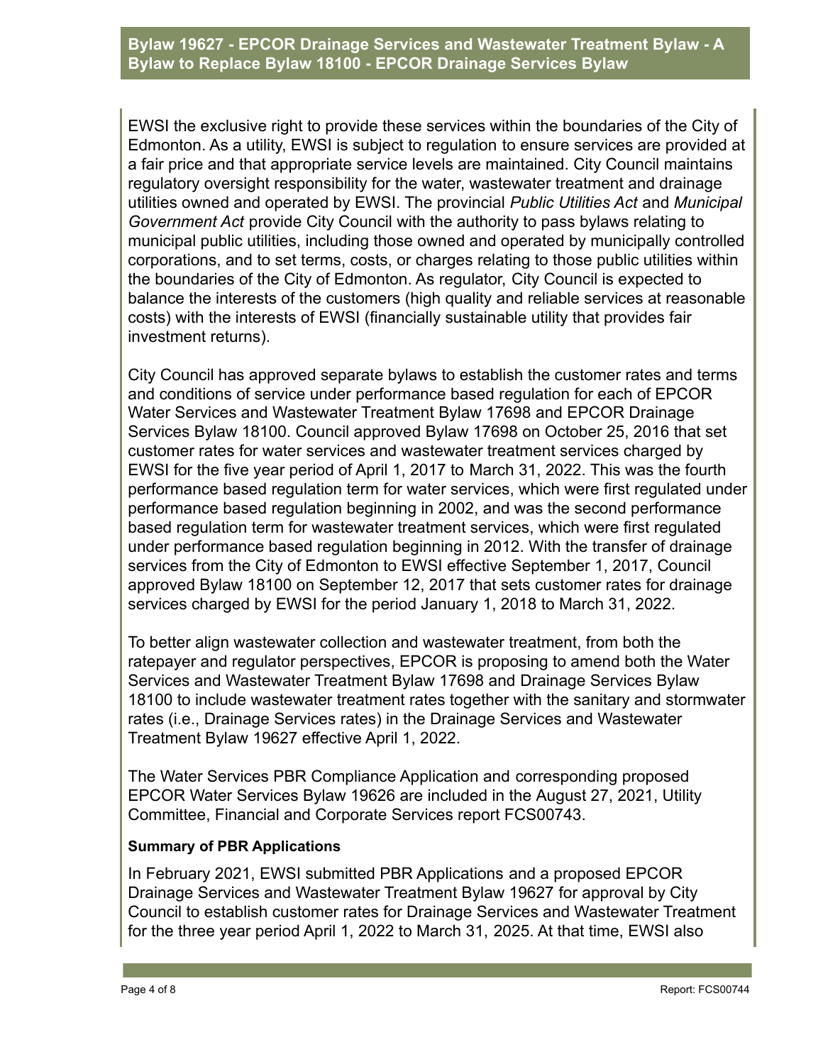EWSI the exclusive right to provide these services within the boundaries of the City of Edmonton. As a utility, EWSI is subject to regulation to ensure services are provided at a fair price and that appropriate service levels are maintained. City Council maintains regulatory oversight responsibility for the water, wastewater treatment and drainage utilities owned and operated by EWSI. The provincial *Public Utilities Act* and *Municipal Government Act* provide City Council with the authority to pass bylaws relating to municipal public utilities, including those owned and operated by municipally controlled corporations, and to set terms, costs, or charges relating to those public utilities within the boundaries of the City of Edmonton. As regulator, City Council is expected to balance the interests of the customers (high quality and reliable services at reasonable costs) with the interests of EWSI (financially sustainable utility that provides fair investment returns).

City Council has approved separate bylaws to establish the customer rates and terms and conditions of service under performance based regulation for each of EPCOR Water Services and Wastewater Treatment Bylaw 17698 and EPCOR Drainage Services Bylaw 18100. Council approved Bylaw 17698 on October 25, 2016 that set customer rates for water services and wastewater treatment services charged by EWSI for the five year period of April 1, 2017 to March 31, 2022. This was the fourth performance based regulation term for water services, which were first regulated under performance based regulation beginning in 2002, and was the second performance based regulation term for wastewater treatment services, which were first regulated under performance based regulation beginning in 2012. With the transfer of drainage services from the City of Edmonton to EWSI effective September 1, 2017, Council approved Bylaw 18100 on September 12, 2017 that sets customer rates for drainage services charged by EWSI for the period January 1, 2018 to March 31, 2022.

To better align wastewater collection and wastewater treatment, from both the ratepayer and regulator perspectives, EPCOR is proposing to amend both the Water Services and Wastewater Treatment Bylaw 17698 and Drainage Services Bylaw 18100 to include wastewater treatment rates together with the sanitary and stormwater rates (i.e., Drainage Services rates) in the Drainage Services and Wastewater Treatment Bylaw 19627 effective April 1, 2022.

The Water Services PBR Compliance Application and corresponding proposed EPCOR Water Services Bylaw 19626 are included in the August 27, 2021, Utility Committee, Financial and Corporate Services report FCS00743.

**Summary of PBR Applications**

In February 2021, EWSI submitted PBR Applications and a proposed EPCOR Drainage Services and Wastewater Treatment Bylaw 19627 for approval by City Council to establish customer rates for Drainage Services and Wastewater Treatment for the three year period April 1, 2022 to March 31, 2025. At that time, EWSI also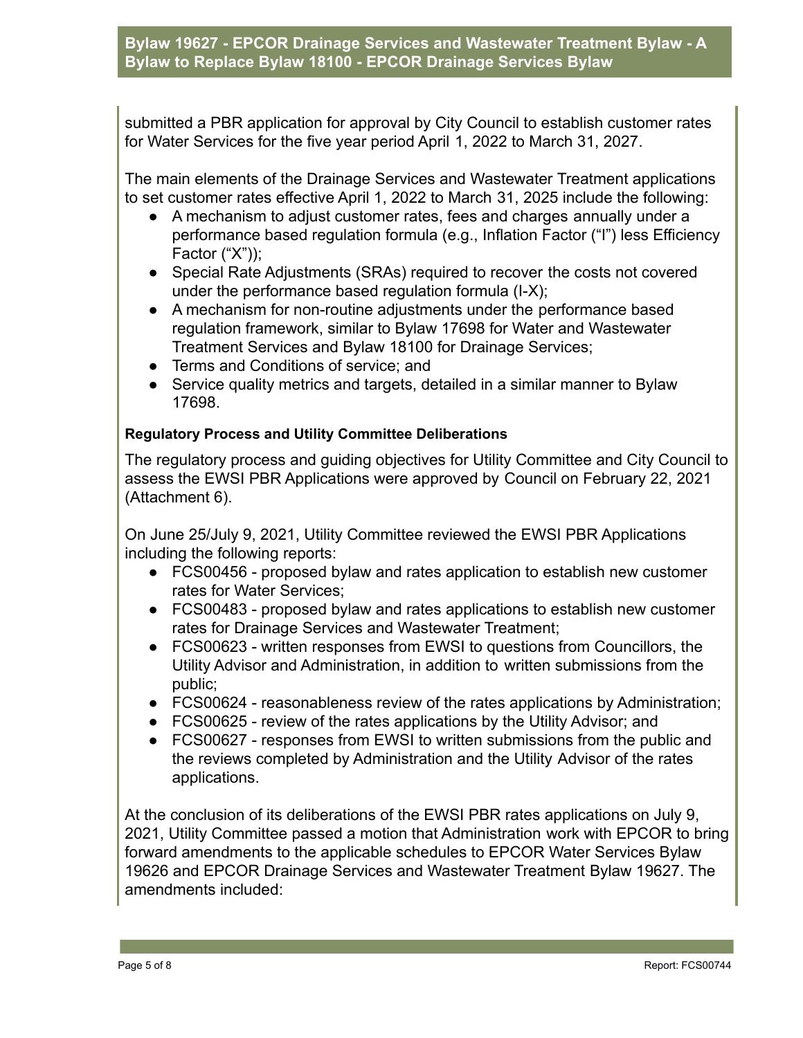submitted a PBR application for approval by City Council to establish customer rates for Water Services for the five year period April 1, 2022 to March 31, 2027.

The main elements of the Drainage Services and Wastewater Treatment applications to set customer rates effective April 1, 2022 to March 31, 2025 include the following:

- A mechanism to adjust customer rates, fees and charges annually under a performance based regulation formula (e.g., Inflation Factor ("I") less Efficiency Factor ("X"));
- Special Rate Adjustments (SRAs) required to recover the costs not covered under the performance based regulation formula (I-X);
- A mechanism for non-routine adjustments under the performance based regulation framework, similar to Bylaw 17698 for Water and Wastewater Treatment Services and Bylaw 18100 for Drainage Services;
- Terms and Conditions of service; and
- Service quality metrics and targets, detailed in a similar manner to Bylaw 17698.

**Regulatory Process and Utility Committee Deliberations**

The regulatory process and guiding objectives for Utility Committee and City Council to assess the EWSI PBR Applications were approved by Council on February 22, 2021 (Attachment 6).

On June 25/July 9, 2021, Utility Committee reviewed the EWSI PBR Applications including the following reports:

- FCS00456 - proposed bylaw and rates application to establish new customer rates for Water Services;
- FCS00483 - proposed bylaw and rates applications to establish new customer rates for Drainage Services and Wastewater Treatment;
- FCS00623 - written responses from EWSI to questions from Councillors, the Utility Advisor and Administration, in addition to written submissions from the public;
- FCS00624 - reasonableness review of the rates applications by Administration;
- FCS00625 - review of the rates applications by the Utility Advisor; and
- FCS00627 - responses from EWSI to written submissions from the public and the reviews completed by Administration and the Utility Advisor of the rates applications.

At the conclusion of its deliberations of the EWSI PBR rates applications on July 9, 2021, Utility Committee passed a motion that Administration work with EPCOR to bring forward amendments to the applicable schedules to EPCOR Water Services Bylaw 19626 and EPCOR Drainage Services and Wastewater Treatment Bylaw 19627. The amendments included: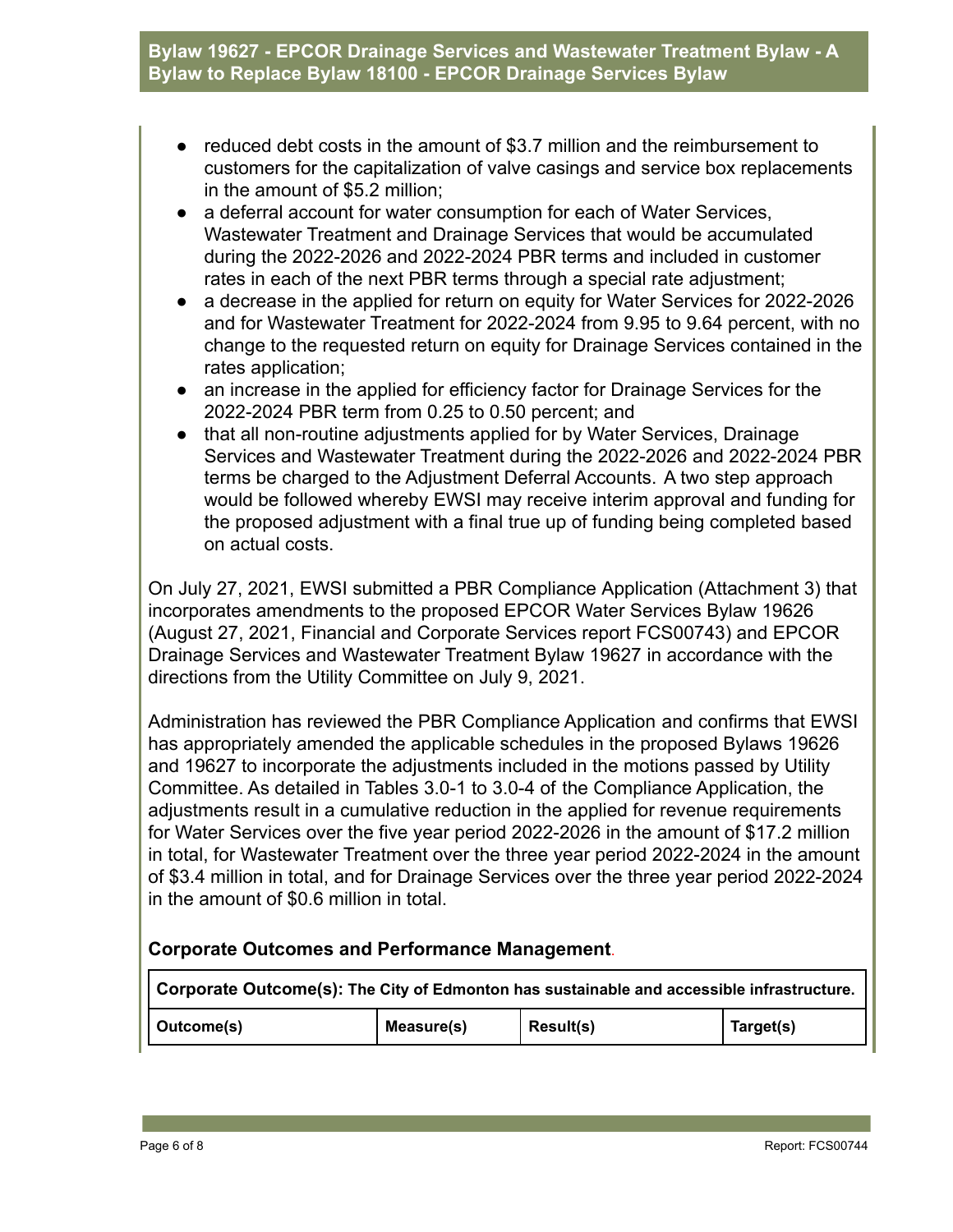- reduced debt costs in the amount of $3.7 million and the reimbursement to customers for the capitalization of valve casings and service box replacements in the amount of $5.2 million;
- a deferral account for water consumption for each of Water Services, Wastewater Treatment and Drainage Services that would be accumulated during the 2022-2026 and 2022-2024 PBR terms and included in customer rates in each of the next PBR terms through a special rate adjustment;
- a decrease in the applied for return on equity for Water Services for 2022-2026 and for Wastewater Treatment for 2022-2024 from 9.95 to 9.64 percent, with no change to the requested return on equity for Drainage Services contained in the rates application;
- an increase in the applied for efficiency factor for Drainage Services for the 2022-2024 PBR term from 0.25 to 0.50 percent; and
- that all non-routine adjustments applied for by Water Services, Drainage Services and Wastewater Treatment during the 2022-2026 and 2022-2024 PBR terms be charged to the Adjustment Deferral Accounts. A two step approach would be followed whereby EWSI may receive interim approval and funding for the proposed adjustment with a final true up of funding being completed based on actual costs.

On July 27, 2021, EWSI submitted a PBR Compliance Application (Attachment 3) that incorporates amendments to the proposed EPCOR Water Services Bylaw 19626 (August 27, 2021, Financial and Corporate Services report FCS00743) and EPCOR Drainage Services and Wastewater Treatment Bylaw 19627 in accordance with the directions from the Utility Committee on July 9, 2021.

Administration has reviewed the PBR Compliance Application and confirms that EWSI has appropriately amended the applicable schedules in the proposed Bylaws 19626 and 19627 to incorporate the adjustments included in the motions passed by Utility Committee. As detailed in Tables 3.0-1 to 3.0-4 of the Compliance Application, the adjustments result in a cumulative reduction in the applied for revenue requirements for Water Services over the five year period 2022-2026 in the amount of $17.2 million in total, for Wastewater Treatment over the three year period 2022-2024 in the amount of $3.4 million in total, and for Drainage Services over the three year period 2022-2024 in the amount of $0.6 million in total.

## Corporate Outcomes and Performance Management.

| **Corporate Outcome(s):** The City of Edmonton has sustainable and accessible infrastructure. | | | |
|---|---|---|---|
| **Outcome(s)** | **Measure(s)** | **Result(s)** | **Target(s)** |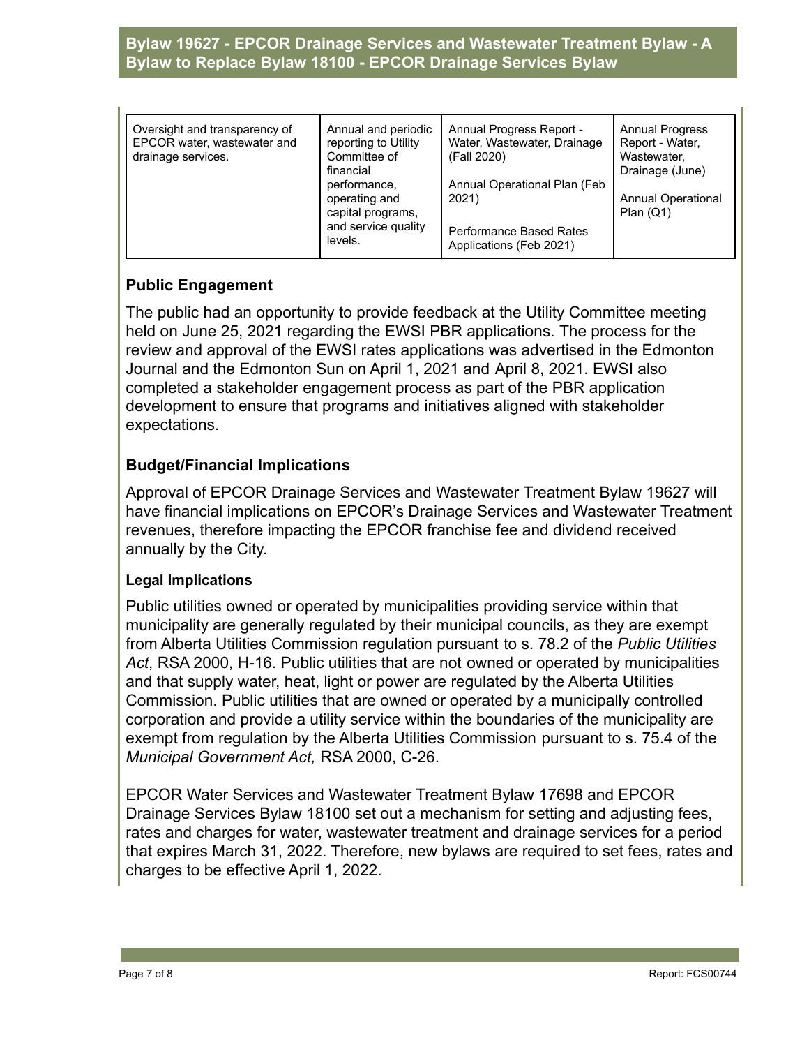| Oversight and transparency of EPCOR water, wastewater and drainage services. | Annual and periodic reporting to Utility Committee of financial performance, operating and capital programs, and service quality levels. | Annual Progress Report - Water, Wastewater, Drainage (Fall 2020)<br><br>Annual Operational Plan (Feb 2021)<br><br>Performance Based Rates Applications (Feb 2021) | Annual Progress Report - Water, Wastewater, Drainage (June)<br><br>Annual Operational Plan (Q1) |
|---|---|---|---|

## Public Engagement

The public had an opportunity to provide feedback at the Utility Committee meeting held on June 25, 2021 regarding the EWSI PBR applications. The process for the review and approval of the EWSI rates applications was advertised in the Edmonton Journal and the Edmonton Sun on April 1, 2021 and April 8, 2021. EWSI also completed a stakeholder engagement process as part of the PBR application development to ensure that programs and initiatives aligned with stakeholder expectations.

## Budget/Financial Implications

Approval of EPCOR Drainage Services and Wastewater Treatment Bylaw 19627 will have financial implications on EPCOR's Drainage Services and Wastewater Treatment revenues, therefore impacting the EPCOR franchise fee and dividend received annually by the City.

### Legal Implications

Public utilities owned or operated by municipalities providing service within that municipality are generally regulated by their municipal councils, as they are exempt from Alberta Utilities Commission regulation pursuant to s. 78.2 of the *Public Utilities Act*, RSA 2000, H-16. Public utilities that are not owned or operated by municipalities and that supply water, heat, light or power are regulated by the Alberta Utilities Commission. Public utilities that are owned or operated by a municipally controlled corporation and provide a utility service within the boundaries of the municipality are exempt from regulation by the Alberta Utilities Commission pursuant to s. 75.4 of the *Municipal Government Act,* RSA 2000, C-26.

EPCOR Water Services and Wastewater Treatment Bylaw 17698 and EPCOR Drainage Services Bylaw 18100 set out a mechanism for setting and adjusting fees, rates and charges for water, wastewater treatment and drainage services for a period that expires March 31, 2022. Therefore, new bylaws are required to set fees, rates and charges to be effective April 1, 2022.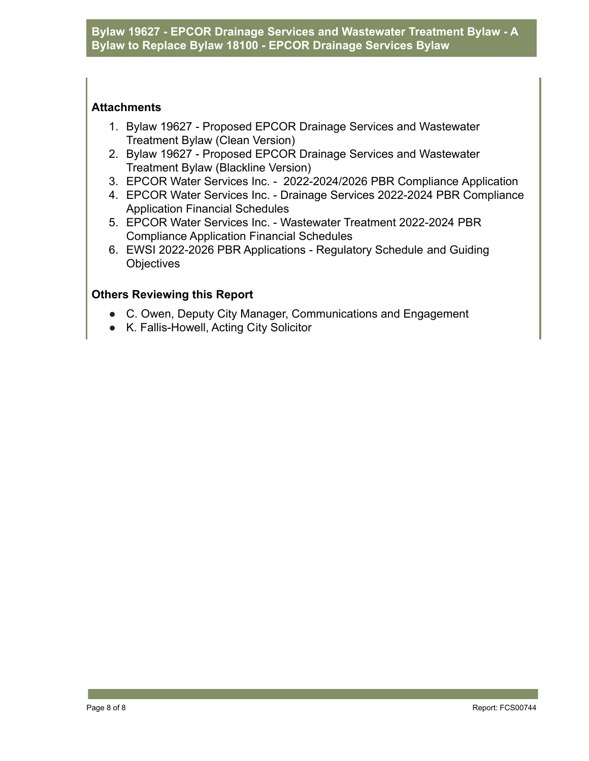## Attachments

1. Bylaw 19627 - Proposed EPCOR Drainage Services and Wastewater Treatment Bylaw (Clean Version)
2. Bylaw 19627 - Proposed EPCOR Drainage Services and Wastewater Treatment Bylaw (Blackline Version)
3. EPCOR Water Services Inc. - 2022-2024/2026 PBR Compliance Application
4. EPCOR Water Services Inc. - Drainage Services 2022-2024 PBR Compliance Application Financial Schedules
5. EPCOR Water Services Inc. - Wastewater Treatment 2022-2024 PBR Compliance Application Financial Schedules
6. EWSI 2022-2026 PBR Applications - Regulatory Schedule and Guiding Objectives

## Others Reviewing this Report

- C. Owen, Deputy City Manager, Communications and Engagement
- K. Fallis-Howell, Acting City Solicitor